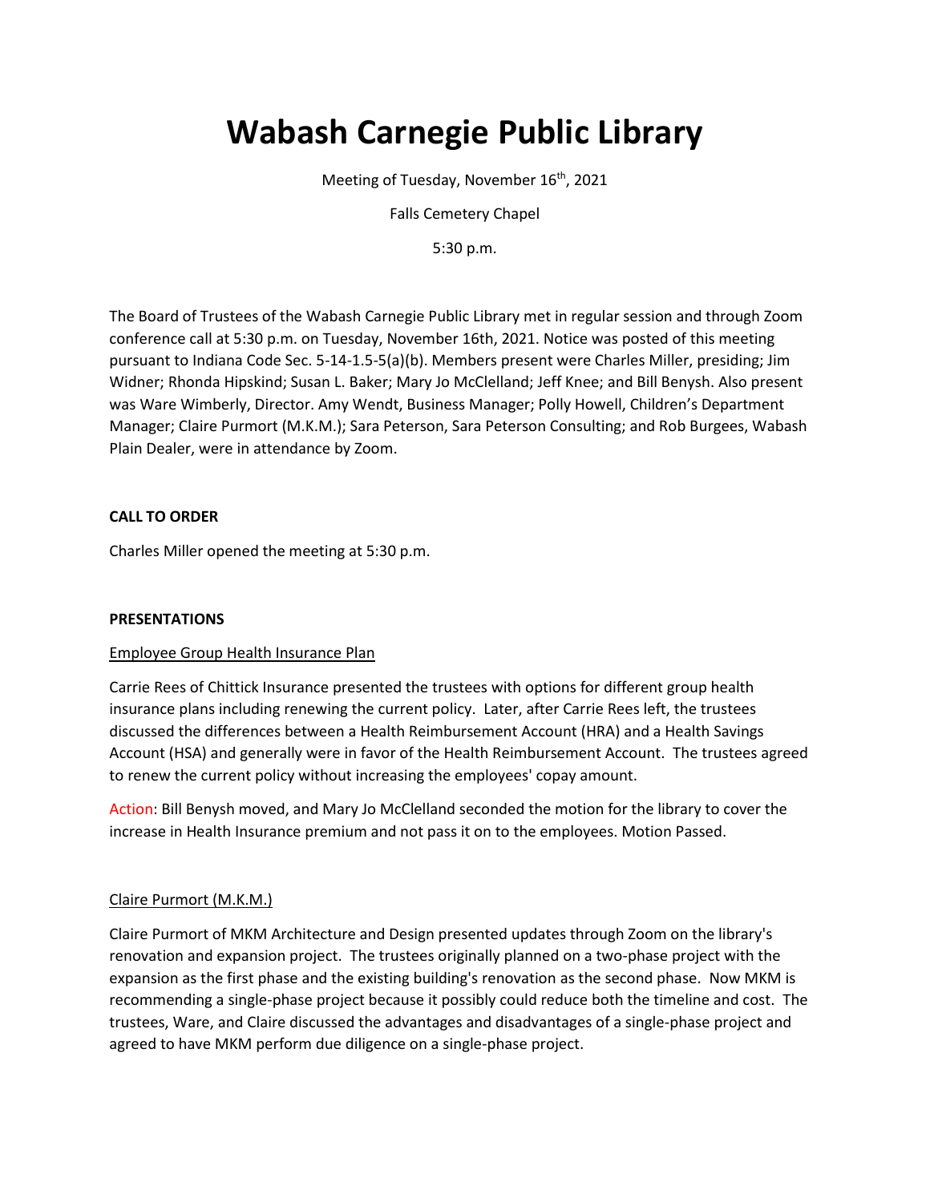# Wabash Carnegie Public Library

Meeting of Tuesday, November 16th, 2021

Falls Cemetery Chapel

5:30 p.m.

The Board of Trustees of the Wabash Carnegie Public Library met in regular session and through Zoom conference call at 5:30 p.m. on Tuesday, November 16th, 2021. Notice was posted of this meeting pursuant to Indiana Code Sec. 5-14-1.5-5(a)(b). Members present were Charles Miller, presiding; Jim Widner; Rhonda Hipskind; Susan L. Baker; Mary Jo McClelland; Jeff Knee; and Bill Benysh. Also present was Ware Wimberly, Director. Amy Wendt, Business Manager; Polly Howell, Children's Department Manager; Claire Purmort (M.K.M.); Sara Peterson, Sara Peterson Consulting; and Rob Burgees, Wabash Plain Dealer, were in attendance by Zoom.

**CALL TO ORDER**

Charles Miller opened the meeting at 5:30 p.m.

**PRESENTATIONS**

Employee Group Health Insurance Plan

Carrie Rees of Chittick Insurance presented the trustees with options for different group health insurance plans including renewing the current policy. Later, after Carrie Rees left, the trustees discussed the differences between a Health Reimbursement Account (HRA) and a Health Savings Account (HSA) and generally were in favor of the Health Reimbursement Account. The trustees agreed to renew the current policy without increasing the employees' copay amount.

Action: Bill Benysh moved, and Mary Jo McClelland seconded the motion for the library to cover the increase in Health Insurance premium and not pass it on to the employees. Motion Passed.

Claire Purmort (M.K.M.)

Claire Purmort of MKM Architecture and Design presented updates through Zoom on the library's renovation and expansion project. The trustees originally planned on a two-phase project with the expansion as the first phase and the existing building's renovation as the second phase. Now MKM is recommending a single-phase project because it possibly could reduce both the timeline and cost. The trustees, Ware, and Claire discussed the advantages and disadvantages of a single-phase project and agreed to have MKM perform due diligence on a single-phase project.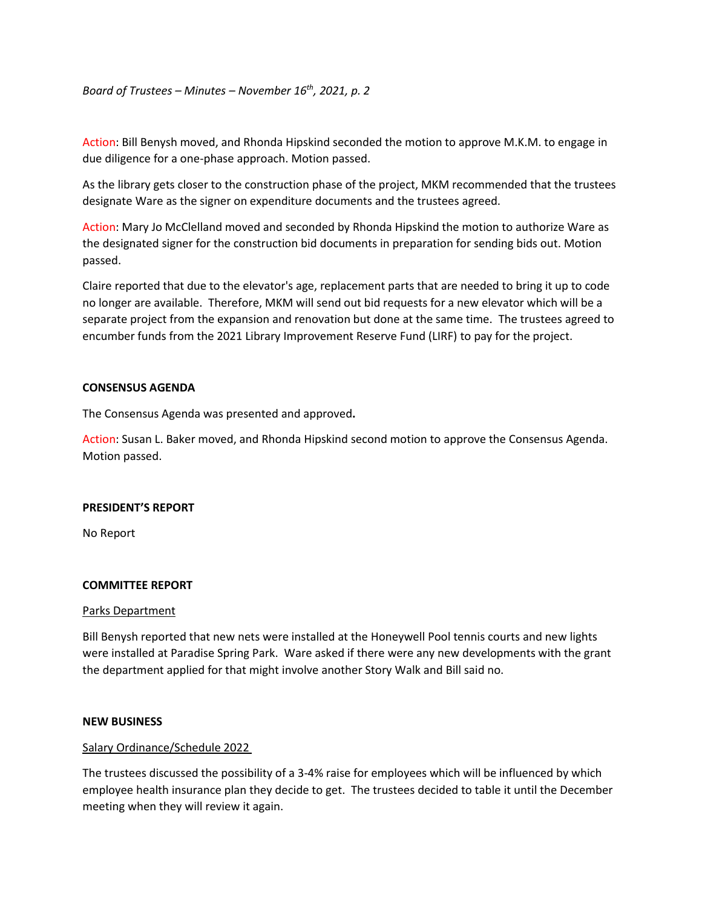Action: Bill Benysh moved, and Rhonda Hipskind seconded the motion to approve M.K.M. to engage in due diligence for a one-phase approach. Motion passed.

As the library gets closer to the construction phase of the project, MKM recommended that the trustees designate Ware as the signer on expenditure documents and the trustees agreed.

Action: Mary Jo McClelland moved and seconded by Rhonda Hipskind the motion to authorize Ware as the designated signer for the construction bid documents in preparation for sending bids out. Motion passed.

Claire reported that due to the elevator's age, replacement parts that are needed to bring it up to code no longer are available. Therefore, MKM will send out bid requests for a new elevator which will be a separate project from the expansion and renovation but done at the same time. The trustees agreed to encumber funds from the 2021 Library Improvement Reserve Fund (LIRF) to pay for the project.

## CONSENSUS AGENDA

The Consensus Agenda was presented and approved**.**

Action: Susan L. Baker moved, and Rhonda Hipskind second motion to approve the Consensus Agenda. Motion passed.

## PRESIDENT'S REPORT

No Report

## COMMITTEE REPORT

<u>Parks Department</u>

Bill Benysh reported that new nets were installed at the Honeywell Pool tennis courts and new lights were installed at Paradise Spring Park. Ware asked if there were any new developments with the grant the department applied for that might involve another Story Walk and Bill said no.

## NEW BUSINESS

<u>Salary Ordinance/Schedule 2022</u>

The trustees discussed the possibility of a 3-4% raise for employees which will be influenced by which employee health insurance plan they decide to get. The trustees decided to table it until the December meeting when they will review it again.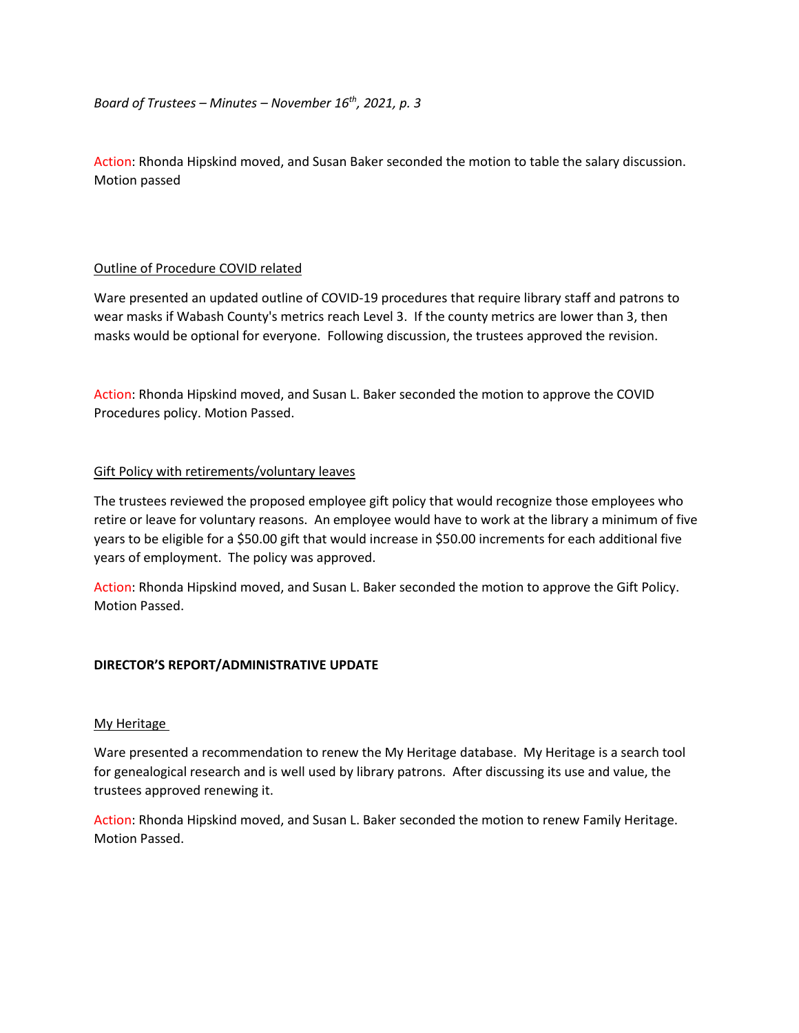Action: Rhonda Hipskind moved, and Susan Baker seconded the motion to table the salary discussion. Motion passed

Outline of Procedure COVID related

Ware presented an updated outline of COVID-19 procedures that require library staff and patrons to wear masks if Wabash County's metrics reach Level 3. If the county metrics are lower than 3, then masks would be optional for everyone. Following discussion, the trustees approved the revision.

Action: Rhonda Hipskind moved, and Susan L. Baker seconded the motion to approve the COVID Procedures policy. Motion Passed.

Gift Policy with retirements/voluntary leaves

The trustees reviewed the proposed employee gift policy that would recognize those employees who retire or leave for voluntary reasons. An employee would have to work at the library a minimum of five years to be eligible for a $50.00 gift that would increase in $50.00 increments for each additional five years of employment. The policy was approved.

Action: Rhonda Hipskind moved, and Susan L. Baker seconded the motion to approve the Gift Policy. Motion Passed.

**DIRECTOR'S REPORT/ADMINISTRATIVE UPDATE**

My Heritage

Ware presented a recommendation to renew the My Heritage database. My Heritage is a search tool for genealogical research and is well used by library patrons. After discussing its use and value, the trustees approved renewing it.

Action: Rhonda Hipskind moved, and Susan L. Baker seconded the motion to renew Family Heritage. Motion Passed.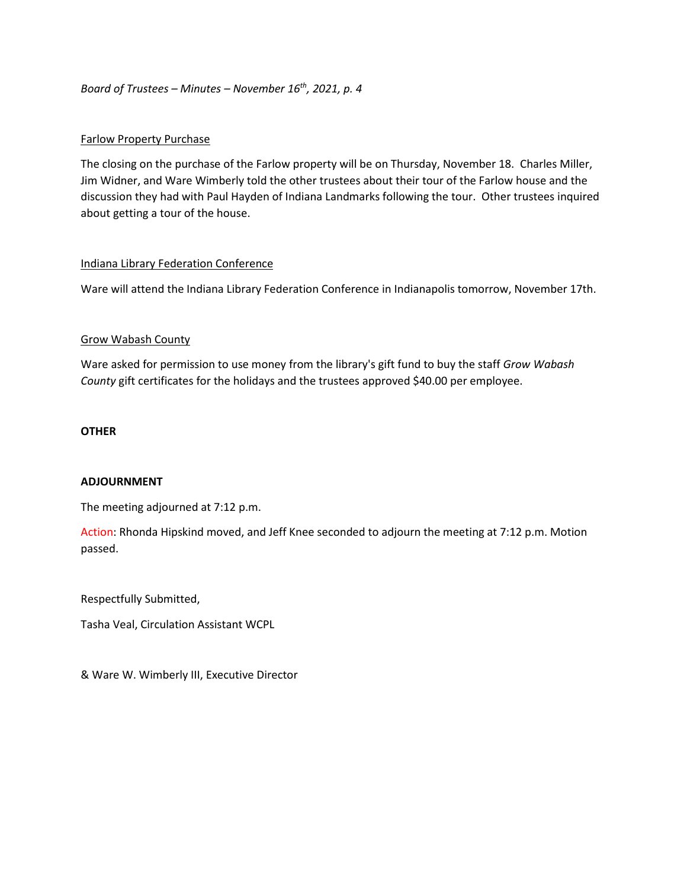### Farlow Property Purchase

The closing on the purchase of the Farlow property will be on Thursday, November 18. Charles Miller, Jim Widner, and Ware Wimberly told the other trustees about their tour of the Farlow house and the discussion they had with Paul Hayden of Indiana Landmarks following the tour. Other trustees inquired about getting a tour of the house.

### Indiana Library Federation Conference

Ware will attend the Indiana Library Federation Conference in Indianapolis tomorrow, November 17th.

### Grow Wabash County

Ware asked for permission to use money from the library's gift fund to buy the staff *Grow Wabash County* gift certificates for the holidays and the trustees approved $40.00 per employee.

**OTHER**

**ADJOURNMENT**

The meeting adjourned at 7:12 p.m.

Action: Rhonda Hipskind moved, and Jeff Knee seconded to adjourn the meeting at 7:12 p.m. Motion passed.

Respectfully Submitted,

Tasha Veal, Circulation Assistant WCPL

& Ware W. Wimberly III, Executive Director